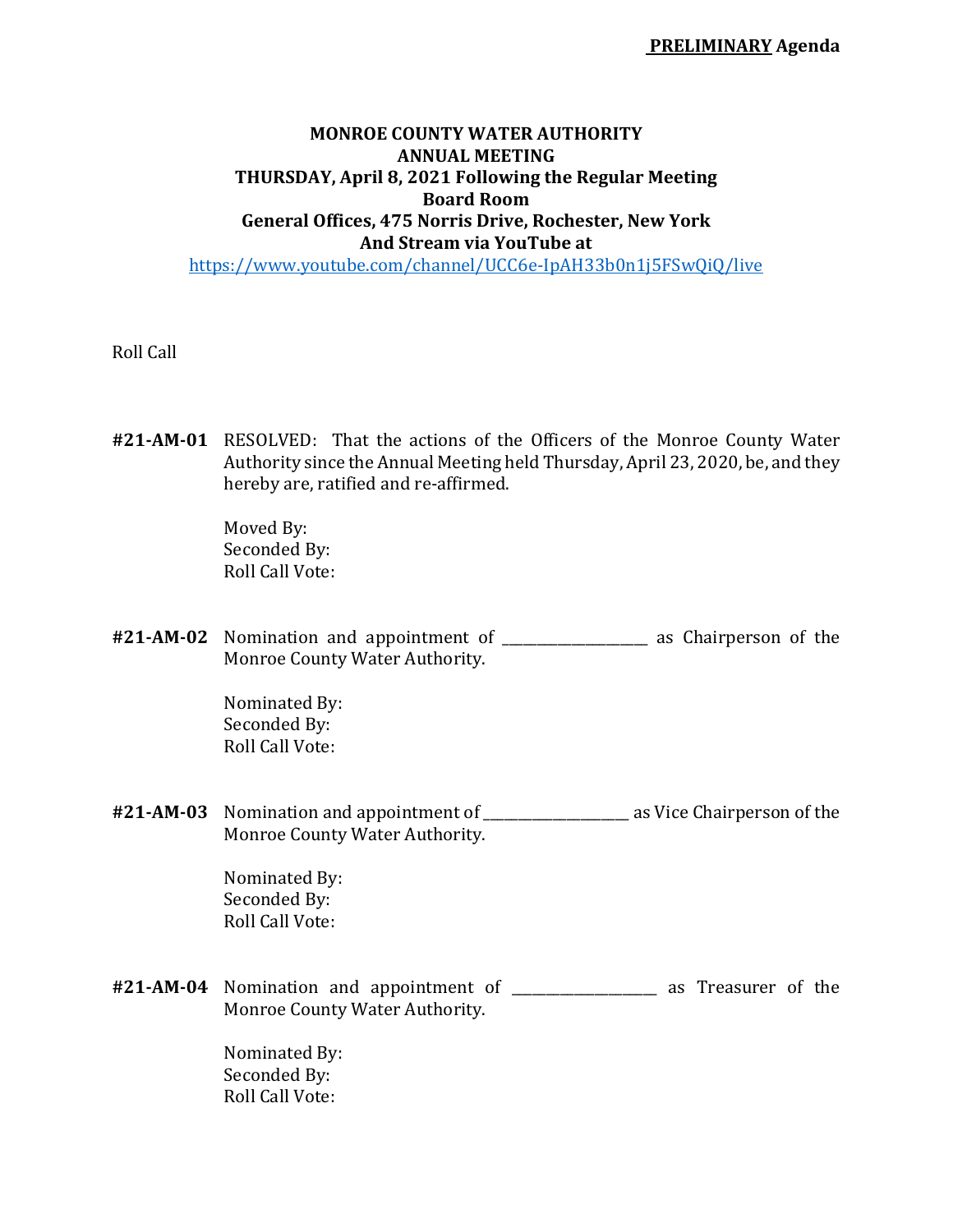**PRELIMINARY Agenda**

**MONROE COUNTY WATER AUTHORITY**
**ANNUAL MEETING**
**THURSDAY, April 8, 2021 Following the Regular Meeting**
**Board Room**
**General Offices, 475 Norris Drive, Rochester, New York**
**And Stream via YouTube at**
https://www.youtube.com/channel/UCC6e-IpAH33b0n1j5FSwQiQ/live

Roll Call

**#21-AM-01** RESOLVED: That the actions of the Officers of the Monroe County Water Authority since the Annual Meeting held Thursday, April 23, 2020, be, and they hereby are, ratified and re-affirmed.

Moved By:
Seconded By:
Roll Call Vote:

**#21-AM-02** Nomination and appointment of ____________________ as Chairperson of the Monroe County Water Authority.

Nominated By:
Seconded By:
Roll Call Vote:

**#21-AM-03** Nomination and appointment of ____________________ as Vice Chairperson of the Monroe County Water Authority.

Nominated By:
Seconded By:
Roll Call Vote:

**#21-AM-04** Nomination and appointment of ____________________ as Treasurer of the Monroe County Water Authority.

Nominated By:
Seconded By:
Roll Call Vote: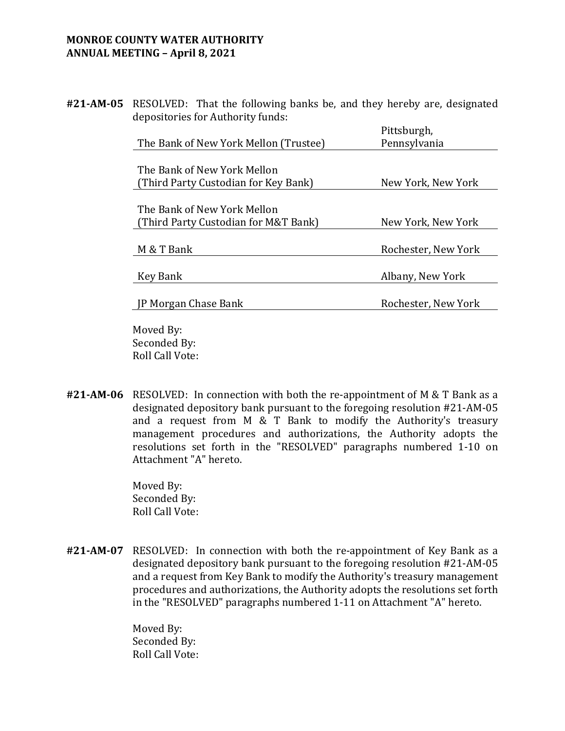**#21-AM-05** RESOLVED: That the following banks be, and they hereby are, designated depositories for Authority funds:

| | |
|---|---|
| The Bank of New York Mellon (Trustee) | Pittsburgh, Pennsylvania |
| The Bank of New York Mellon (Third Party Custodian for Key Bank) | New York, New York |
| The Bank of New York Mellon (Third Party Custodian for M&T Bank) | New York, New York |
| M & T Bank | Rochester, New York |
| Key Bank | Albany, New York |
| JP Morgan Chase Bank | Rochester, New York |

Moved By:
Seconded By:
Roll Call Vote:

**#21-AM-06** RESOLVED: In connection with both the re-appointment of M & T Bank as a designated depository bank pursuant to the foregoing resolution #21-AM-05 and a request from M & T Bank to modify the Authority's treasury management procedures and authorizations, the Authority adopts the resolutions set forth in the "RESOLVED" paragraphs numbered 1-10 on Attachment "A" hereto.

Moved By:
Seconded By:
Roll Call Vote:

**#21-AM-07** RESOLVED: In connection with both the re-appointment of Key Bank as a designated depository bank pursuant to the foregoing resolution #21-AM-05 and a request from Key Bank to modify the Authority's treasury management procedures and authorizations, the Authority adopts the resolutions set forth in the "RESOLVED" paragraphs numbered 1-11 on Attachment "A" hereto.

Moved By:
Seconded By:
Roll Call Vote: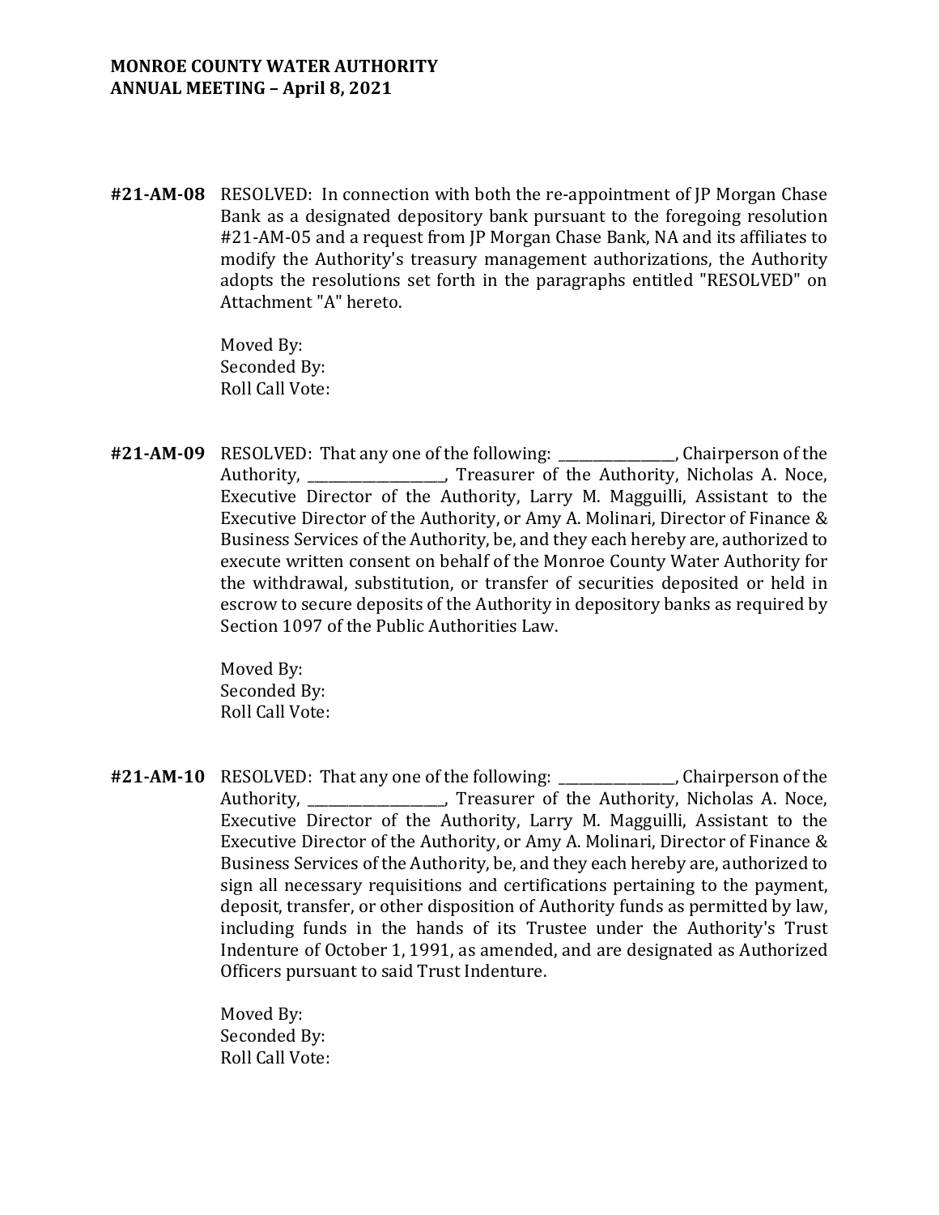**MONROE COUNTY WATER AUTHORITY**
**ANNUAL MEETING – April 8, 2021**

**#21-AM-08** RESOLVED: In connection with both the re-appointment of JP Morgan Chase Bank as a designated depository bank pursuant to the foregoing resolution #21-AM-05 and a request from JP Morgan Chase Bank, NA and its affiliates to modify the Authority's treasury management authorizations, the Authority adopts the resolutions set forth in the paragraphs entitled "RESOLVED" on Attachment "A" hereto.

Moved By:
Seconded By:
Roll Call Vote:

**#21-AM-09** RESOLVED: That any one of the following: _________________, Chairperson of the Authority, ____________________, Treasurer of the Authority, Nicholas A. Noce, Executive Director of the Authority, Larry M. Magguilli, Assistant to the Executive Director of the Authority, or Amy A. Molinari, Director of Finance & Business Services of the Authority, be, and they each hereby are, authorized to execute written consent on behalf of the Monroe County Water Authority for the withdrawal, substitution, or transfer of securities deposited or held in escrow to secure deposits of the Authority in depository banks as required by Section 1097 of the Public Authorities Law.

Moved By:
Seconded By:
Roll Call Vote:

**#21-AM-10** RESOLVED: That any one of the following: _________________, Chairperson of the Authority, ____________________, Treasurer of the Authority, Nicholas A. Noce, Executive Director of the Authority, Larry M. Magguilli, Assistant to the Executive Director of the Authority, or Amy A. Molinari, Director of Finance & Business Services of the Authority, be, and they each hereby are, authorized to sign all necessary requisitions and certifications pertaining to the payment, deposit, transfer, or other disposition of Authority funds as permitted by law, including funds in the hands of its Trustee under the Authority's Trust Indenture of October 1, 1991, as amended, and are designated as Authorized Officers pursuant to said Trust Indenture.

Moved By:
Seconded By:
Roll Call Vote: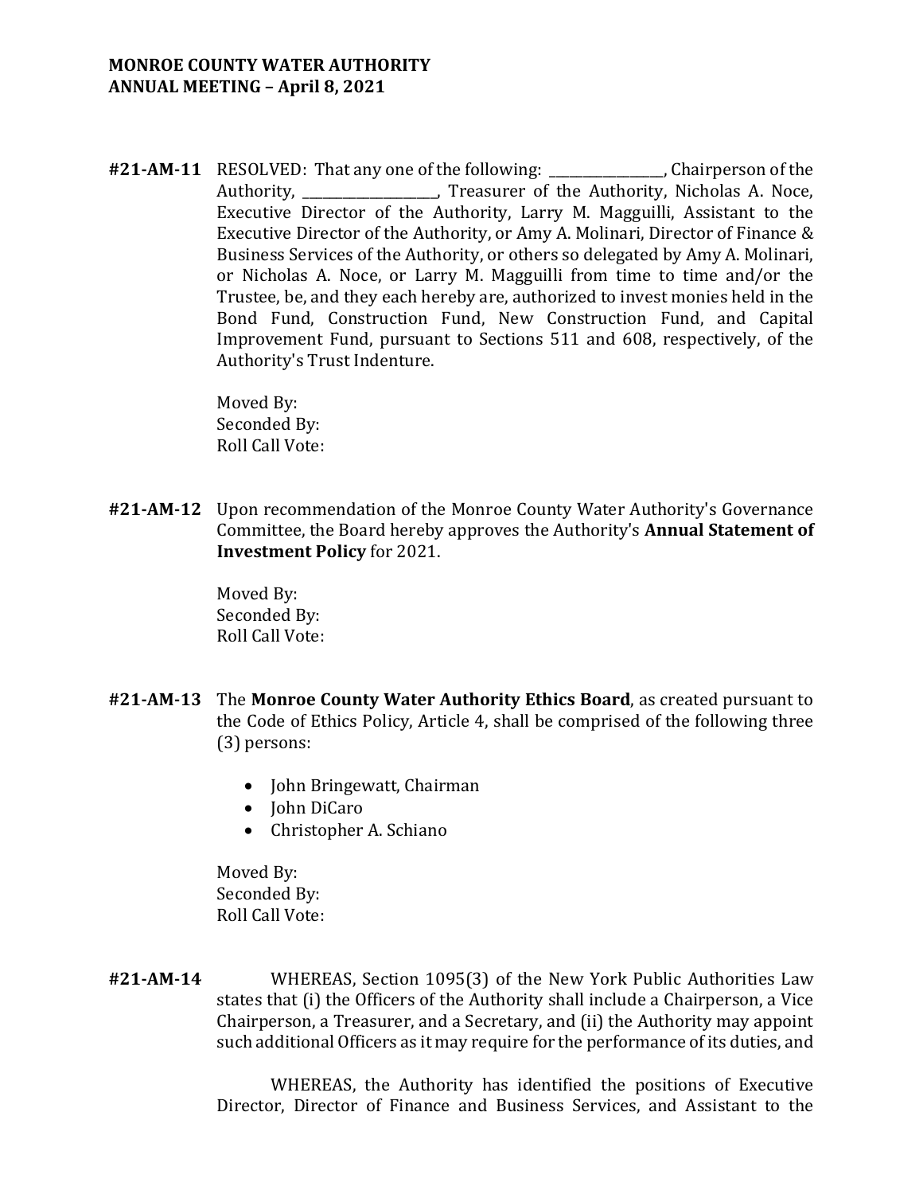**#21-AM-11** RESOLVED: That any one of the following: _________________, Chairperson of the Authority, ____________________, Treasurer of the Authority, Nicholas A. Noce, Executive Director of the Authority, Larry M. Magguilli, Assistant to the Executive Director of the Authority, or Amy A. Molinari, Director of Finance & Business Services of the Authority, or others so delegated by Amy A. Molinari, or Nicholas A. Noce, or Larry M. Magguilli from time to time and/or the Trustee, be, and they each hereby are, authorized to invest monies held in the Bond Fund, Construction Fund, New Construction Fund, and Capital Improvement Fund, pursuant to Sections 511 and 608, respectively, of the Authority's Trust Indenture.

Moved By:
Seconded By:
Roll Call Vote:

**#21-AM-12** Upon recommendation of the Monroe County Water Authority's Governance Committee, the Board hereby approves the Authority's **Annual Statement of Investment Policy** for 2021.

Moved By:
Seconded By:
Roll Call Vote:

**#21-AM-13** The **Monroe County Water Authority Ethics Board**, as created pursuant to the Code of Ethics Policy, Article 4, shall be comprised of the following three (3) persons:

- John Bringewatt, Chairman
- John DiCaro
- Christopher A. Schiano

Moved By:
Seconded By:
Roll Call Vote:

**#21-AM-14** WHEREAS, Section 1095(3) of the New York Public Authorities Law states that (i) the Officers of the Authority shall include a Chairperson, a Vice Chairperson, a Treasurer, and a Secretary, and (ii) the Authority may appoint such additional Officers as it may require for the performance of its duties, and

WHEREAS, the Authority has identified the positions of Executive Director, Director of Finance and Business Services, and Assistant to the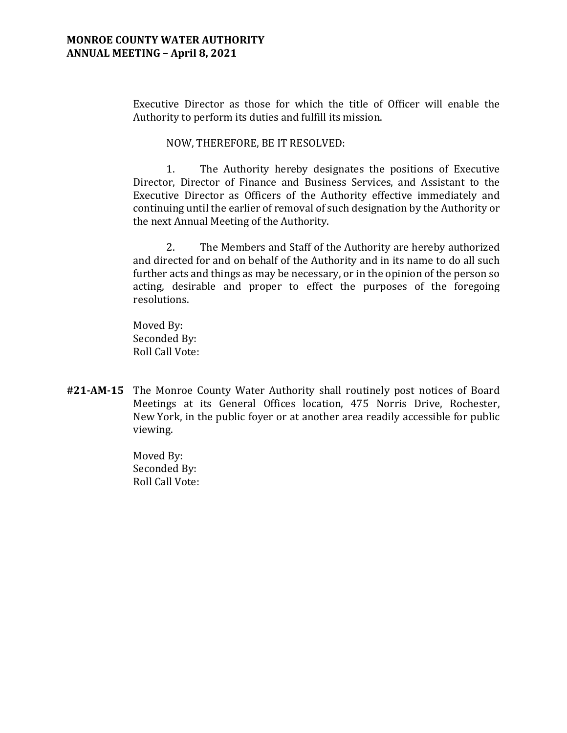Executive Director as those for which the title of Officer will enable the Authority to perform its duties and fulfill its mission.

NOW, THEREFORE, BE IT RESOLVED:

1. The Authority hereby designates the positions of Executive Director, Director of Finance and Business Services, and Assistant to the Executive Director as Officers of the Authority effective immediately and continuing until the earlier of removal of such designation by the Authority or the next Annual Meeting of the Authority.

2. The Members and Staff of the Authority are hereby authorized and directed for and on behalf of the Authority and in its name to do all such further acts and things as may be necessary, or in the opinion of the person so acting, desirable and proper to effect the purposes of the foregoing resolutions.

Moved By:
Seconded By:
Roll Call Vote:

**#21-AM-15** The Monroe County Water Authority shall routinely post notices of Board Meetings at its General Offices location, 475 Norris Drive, Rochester, New York, in the public foyer or at another area readily accessible for public viewing.

Moved By:
Seconded By:
Roll Call Vote: